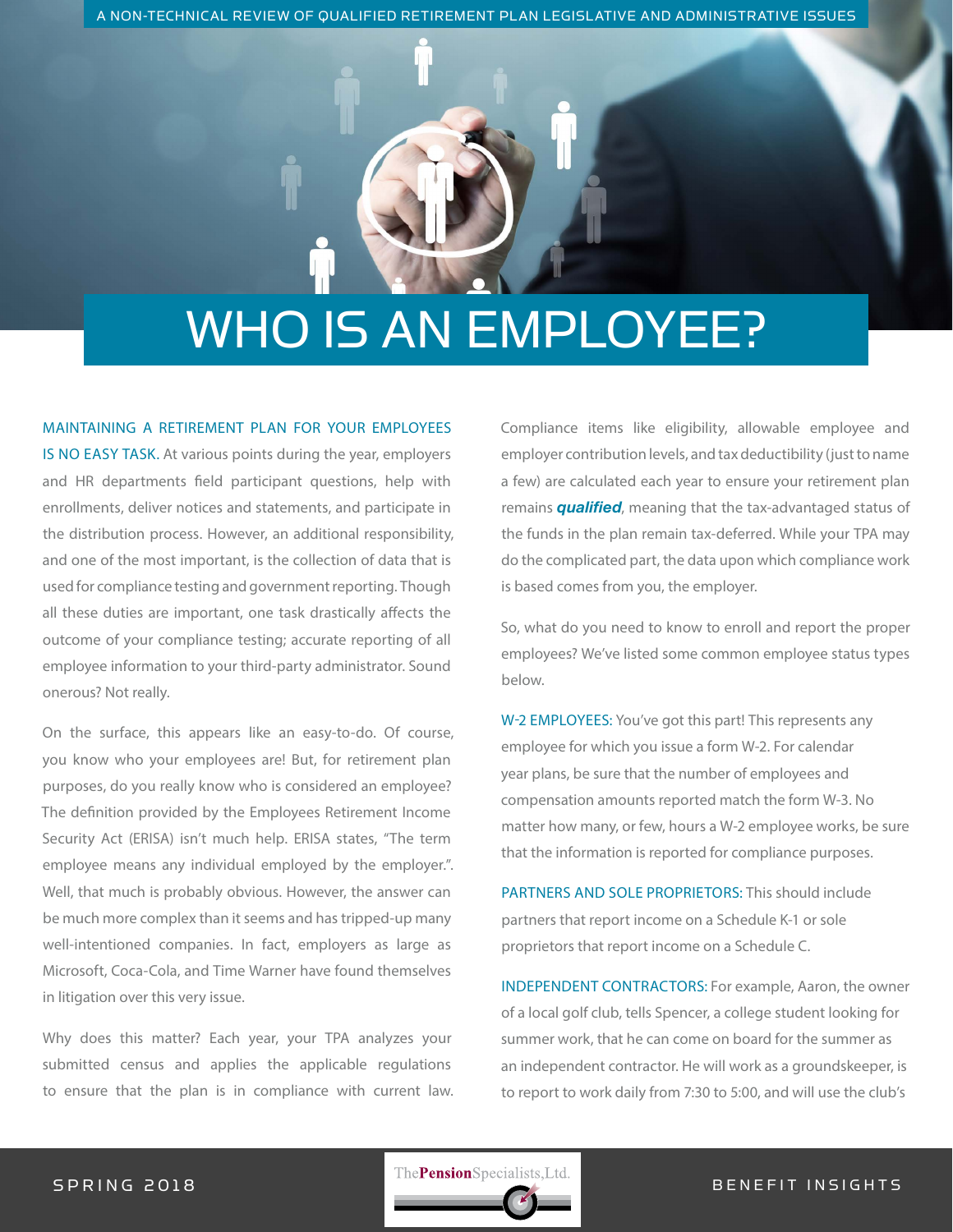A NON-TECHNICAL REVIEW OF QUALIFIED RETIREMENT PLAN LEGISLATIVE AND ADMINISTRATIVE ISSUES

# WHO IS AN EMPLOYEE?

MAINTAINING A RETIREMENT PLAN FOR YOUR EMPLOYEES IS NO EASY TASK. At various points during the year, employers and HR departments field participant questions, help with enrollments, deliver notices and statements, and participate in the distribution process. However, an additional responsibility, and one of the most important, is the collection of data that is used for compliance testing and government reporting. Though all these duties are important, one task drastically affects the outcome of your compliance testing; accurate reporting of all employee information to your third-party administrator. Sound onerous? Not really.

On the surface, this appears like an easy-to-do. Of course, you know who your employees are! But, for retirement plan purposes, do you really know who is considered an employee? The definition provided by the Employees Retirement Income Security Act (ERISA) isn't much help. ERISA states, "The term employee means any individual employed by the employer.". Well, that much is probably obvious. However, the answer can be much more complex than it seems and has tripped-up many well-intentioned companies. In fact, employers as large as Microsoft, Coca-Cola, and Time Warner have found themselves in litigation over this very issue.

Why does this matter? Each year, your TPA analyzes your submitted census and applies the applicable regulations to ensure that the plan is in compliance with current law. Compliance items like eligibility, allowable employee and employer contribution levels, and tax deductibility (just to name a few) are calculated each year to ensure your retirement plan remains ***qualified***, meaning that the tax-advantaged status of the funds in the plan remain tax-deferred. While your TPA may do the complicated part, the data upon which compliance work is based comes from you, the employer.

So, what do you need to know to enroll and report the proper employees? We've listed some common employee status types below.

W-2 EMPLOYEES: You've got this part! This represents any employee for which you issue a form W-2. For calendar year plans, be sure that the number of employees and compensation amounts reported match the form W-3. No matter how many, or few, hours a W-2 employee works, be sure that the information is reported for compliance purposes.

PARTNERS AND SOLE PROPRIETORS: This should include partners that report income on a Schedule K-1 or sole proprietors that report income on a Schedule C.

INDEPENDENT CONTRACTORS: For example, Aaron, the owner of a local golf club, tells Spencer, a college student looking for summer work, that he can come on board for the summer as an independent contractor. He will work as a groundskeeper, is to report to work daily from 7:30 to 5:00, and will use the club's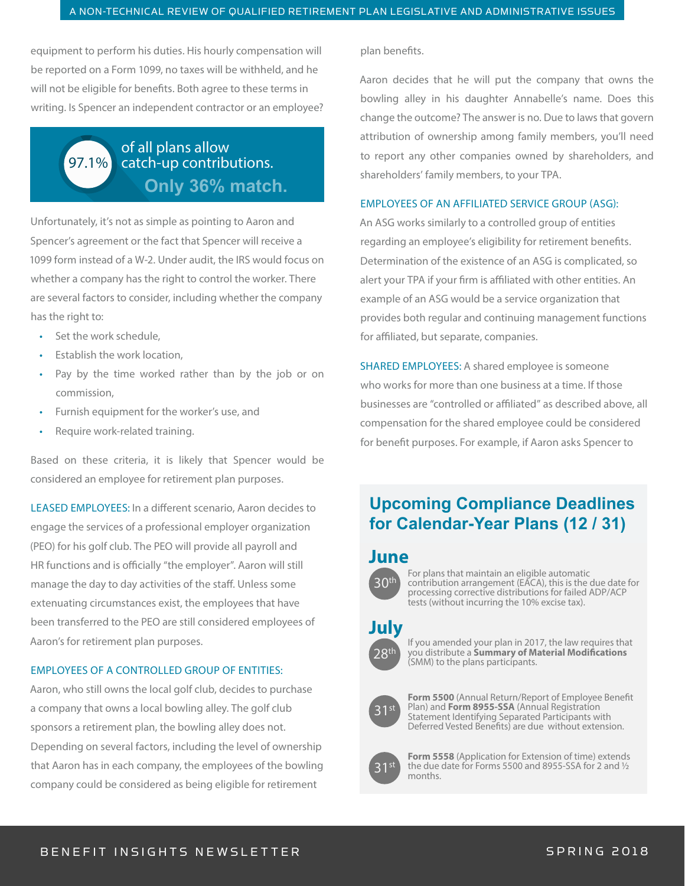equipment to perform his duties. His hourly compensation will be reported on a Form 1099, no taxes will be withheld, and he will not be eligible for benefits. Both agree to these terms in writing. Is Spencer an independent contractor or an employee?

> **97.1%** of all plans allow catch-up contributions. **Only 36% match.**

Unfortunately, it's not as simple as pointing to Aaron and Spencer's agreement or the fact that Spencer will receive a 1099 form instead of a W-2. Under audit, the IRS would focus on whether a company has the right to control the worker. There are several factors to consider, including whether the company has the right to:

- Set the work schedule,
- Establish the work location,
- Pay by the time worked rather than by the job or on commission,
- Furnish equipment for the worker's use, and
- Require work-related training.

Based on these criteria, it is likely that Spencer would be considered an employee for retirement plan purposes.

LEASED EMPLOYEES: In a different scenario, Aaron decides to engage the services of a professional employer organization (PEO) for his golf club. The PEO will provide all payroll and HR functions and is officially "the employer". Aaron will still manage the day to day activities of the staff. Unless some extenuating circumstances exist, the employees that have been transferred to the PEO are still considered employees of Aaron's for retirement plan purposes.

EMPLOYEES OF A CONTROLLED GROUP OF ENTITIES: Aaron, who still owns the local golf club, decides to purchase a company that owns a local bowling alley. The golf club sponsors a retirement plan, the bowling alley does not. Depending on several factors, including the level of ownership that Aaron has in each company, the employees of the bowling company could be considered as being eligible for retirement plan benefits.

Aaron decides that he will put the company that owns the bowling alley in his daughter Annabelle's name. Does this change the outcome? The answer is no. Due to laws that govern attribution of ownership among family members, you'll need to report any other companies owned by shareholders, and shareholders' family members, to your TPA.

EMPLOYEES OF AN AFFILIATED SERVICE GROUP (ASG): An ASG works similarly to a controlled group of entities regarding an employee's eligibility for retirement benefits. Determination of the existence of an ASG is complicated, so alert your TPA if your firm is affiliated with other entities. An example of an ASG would be a service organization that provides both regular and continuing management functions for affiliated, but separate, companies.

SHARED EMPLOYEES: A shared employee is someone who works for more than one business at a time. If those businesses are "controlled or affiliated" as described above, all compensation for the shared employee could be considered for benefit purposes. For example, if Aaron asks Spencer to

## Upcoming Compliance Deadlines for Calendar-Year Plans (12 / 31)

### June

**30th** — For plans that maintain an eligible automatic contribution arrangement (EACA), this is the due date for processing corrective distributions for failed ADP/ACP tests (without incurring the 10% excise tax).

### July

**28th** — If you amended your plan in 2017, the law requires that you distribute a **Summary of Material Modifications** (SMM) to the plans participants.

**31st** — **Form 5500** (Annual Return/Report of Employee Benefit Plan) and **Form 8955-SSA** (Annual Registration Statement Identifying Separated Participants with Deferred Vested Benefits) are due without extension.

**31st** — **Form 5558** (Application for Extension of time) extends the due date for Forms 5500 and 8955-SSA for 2 and ½ months.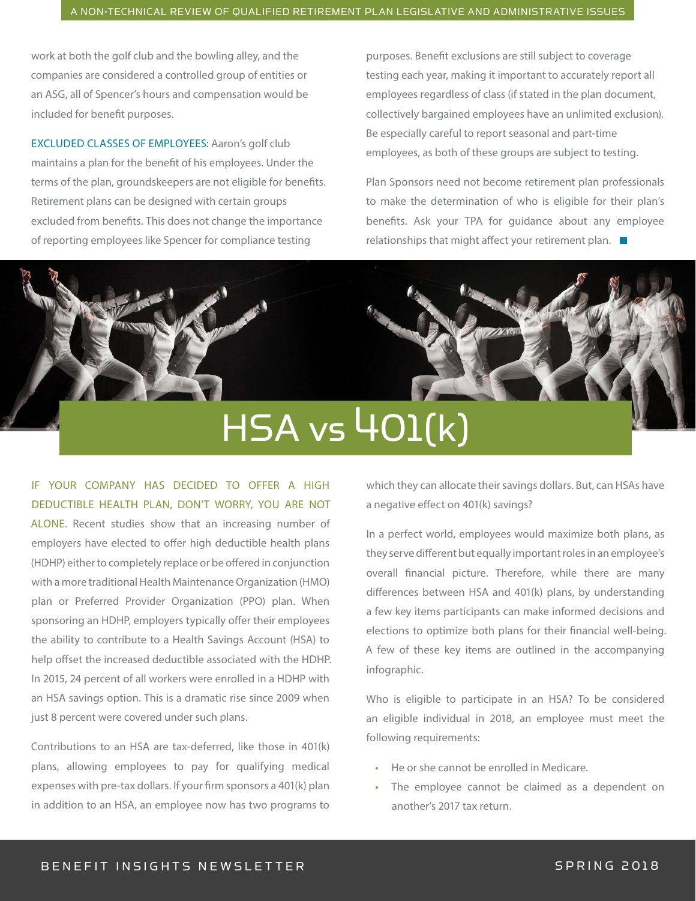work at both the golf club and the bowling alley, and the companies are considered a controlled group of entities or an ASG, all of Spencer's hours and compensation would be included for benefit purposes.

EXCLUDED CLASSES OF EMPLOYEES: Aaron's golf club maintains a plan for the benefit of his employees. Under the terms of the plan, groundskeepers are not eligible for benefits. Retirement plans can be designed with certain groups excluded from benefits. This does not change the importance of reporting employees like Spencer for compliance testing purposes. Benefit exclusions are still subject to coverage testing each year, making it important to accurately report all employees regardless of class (if stated in the plan document, collectively bargained employees have an unlimited exclusion). Be especially careful to report seasonal and part-time employees, as both of these groups are subject to testing.

Plan Sponsors need not become retirement plan professionals to make the determination of who is eligible for their plan's benefits. Ask your TPA for guidance about any employee relationships that might affect your retirement plan.

# HSA vs 401(k)

IF YOUR COMPANY HAS DECIDED TO OFFER A HIGH DEDUCTIBLE HEALTH PLAN, DON'T WORRY, YOU ARE NOT ALONE. Recent studies show that an increasing number of employers have elected to offer high deductible health plans (HDHP) either to completely replace or be offered in conjunction with a more traditional Health Maintenance Organization (HMO) plan or Preferred Provider Organization (PPO) plan. When sponsoring an HDHP, employers typically offer their employees the ability to contribute to a Health Savings Account (HSA) to help offset the increased deductible associated with the HDHP. In 2015, 24 percent of all workers were enrolled in a HDHP with an HSA savings option. This is a dramatic rise since 2009 when just 8 percent were covered under such plans.

Contributions to an HSA are tax-deferred, like those in 401(k) plans, allowing employees to pay for qualifying medical expenses with pre-tax dollars. If your firm sponsors a 401(k) plan in addition to an HSA, an employee now has two programs to which they can allocate their savings dollars. But, can HSAs have a negative effect on 401(k) savings?

In a perfect world, employees would maximize both plans, as they serve different but equally important roles in an employee's overall financial picture. Therefore, while there are many differences between HSA and 401(k) plans, by understanding a few key items participants can make informed decisions and elections to optimize both plans for their financial well-being. A few of these key items are outlined in the accompanying infographic.

Who is eligible to participate in an HSA? To be considered an eligible individual in 2018, an employee must meet the following requirements:

- He or she cannot be enrolled in Medicare.
- The employee cannot be claimed as a dependent on another's 2017 tax return.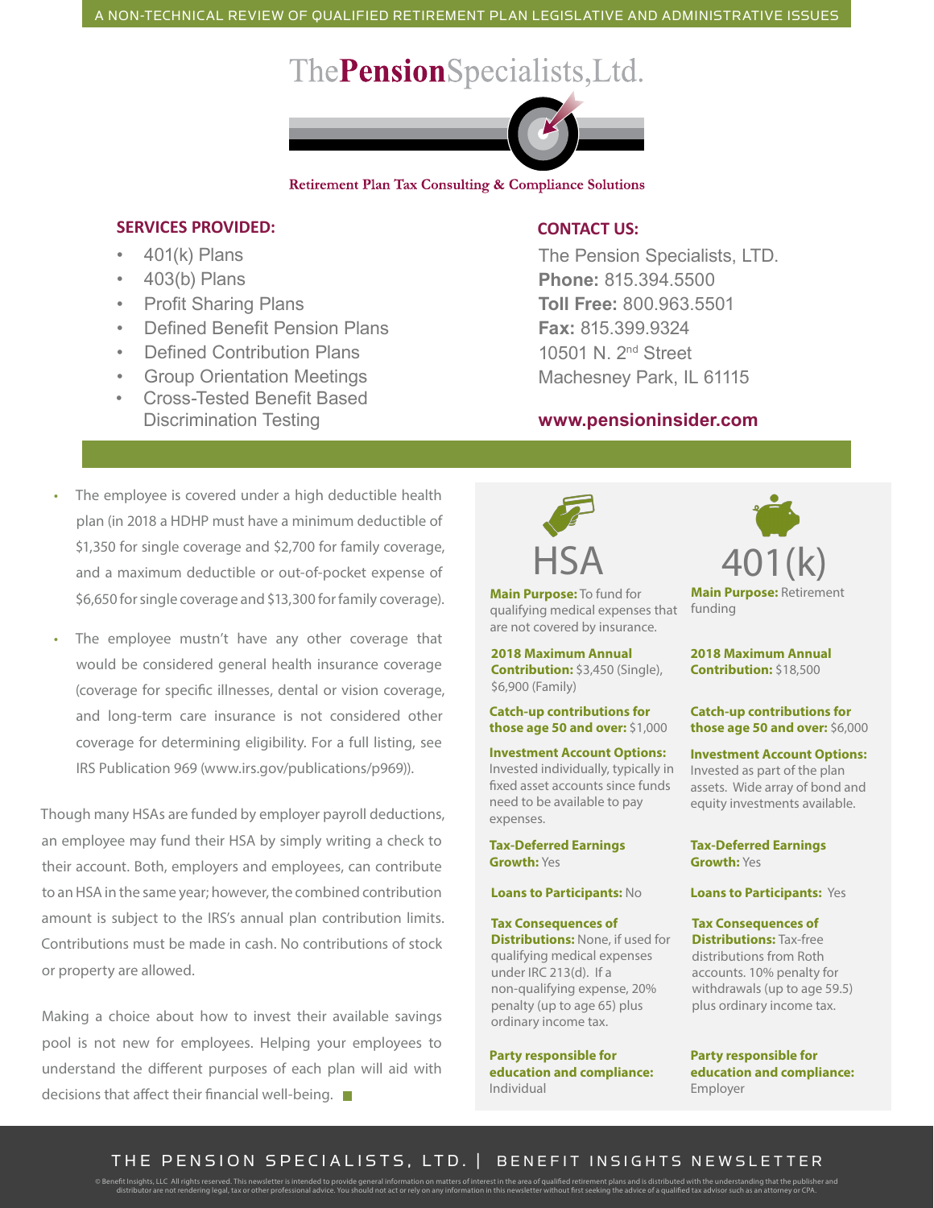A NON-TECHNICAL REVIEW OF QUALIFIED RETIREMENT PLAN LEGISLATIVE AND ADMINISTRATIVE ISSUES

# The Pension Specialists, Ltd.

Retirement Plan Tax Consulting & Compliance Solutions

**SERVICES PROVIDED:**

- 401(k) Plans
- 403(b) Plans
- Profit Sharing Plans
- Defined Benefit Pension Plans
- Defined Contribution Plans
- Group Orientation Meetings
- Cross-Tested Benefit Based Discrimination Testing

**CONTACT US:**

The Pension Specialists, LTD.
**Phone:** 815.394.5500
**Toll Free:** 800.963.5501
**Fax:** 815.399.9324
10501 N. 2nd Street
Machesney Park, IL 61115

**www.pensioninsider.com**

- The employee is covered under a high deductible health plan (in 2018 a HDHP must have a minimum deductible of $1,350 for single coverage and $2,700 for family coverage, and a maximum deductible or out-of-pocket expense of $6,650 for single coverage and $13,300 for family coverage).
- The employee mustn't have any other coverage that would be considered general health insurance coverage (coverage for specific illnesses, dental or vision coverage, and long-term care insurance is not considered other coverage for determining eligibility. For a full listing, see IRS Publication 969 (www.irs.gov/publications/p969)).

Though many HSAs are funded by employer payroll deductions, an employee may fund their HSA by simply writing a check to their account. Both, employers and employees, can contribute to an HSA in the same year; however, the combined contribution amount is subject to the IRS's annual plan contribution limits. Contributions must be made in cash. No contributions of stock or property are allowed.

Making a choice about how to invest their available savings pool is not new for employees. Helping your employees to understand the different purposes of each plan will aid with decisions that affect their financial well-being.

| | HSA | 401(k) |
|---|---|---|
| **Main Purpose:** | To fund for qualifying medical expenses that are not covered by insurance. | Retirement funding |
| **2018 Maximum Annual Contribution:** | $3,450 (Single), $6,900 (Family) | $18,500 |
| **Catch-up contributions for those age 50 and over:** | $1,000 | $6,000 |
| **Investment Account Options:** | Invested individually, typically in fixed asset accounts since funds need to be available to pay expenses. | Invested as part of the plan assets. Wide array of bond and equity investments available. |
| **Tax-Deferred Earnings Growth:** | Yes | Yes |
| **Loans to Participants:** | No | Yes |
| **Tax Consequences of Distributions:** | None, if used for qualifying medical expenses under IRC 213(d). If a non-qualifying expense, 20% penalty (up to age 65) plus ordinary income tax. | Tax-free distributions from Roth accounts. 10% penalty for withdrawals (up to age 59.5) plus ordinary income tax. |
| **Party responsible for education and compliance:** | Individual | Employer |

THE PENSION SPECIALISTS, LTD. | BENEFIT INSIGHTS NEWSLETTER

© Benefit Insights, LLC All rights reserved. This newsletter is intended to provide general information on matters of interest in the area of qualified retirement plans and is distributed with the understanding that the publisher and distributor are not rendering legal, tax or other professional advice. You should not act or rely on any information in this newsletter without first seeking the advice of a qualified tax advisor such as an attorney or CPA.